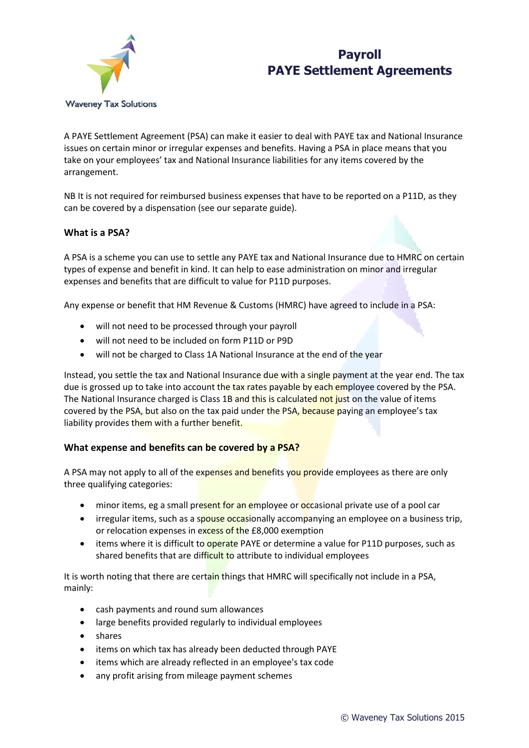Waveney Tax Solutions

# Payroll
# PAYE Settlement Agreements

A PAYE Settlement Agreement (PSA) can make it easier to deal with PAYE tax and National Insurance issues on certain minor or irregular expenses and benefits. Having a PSA in place means that you take on your employees' tax and National Insurance liabilities for any items covered by the arrangement.

NB It is not required for reimbursed business expenses that have to be reported on a P11D, as they can be covered by a dispensation (see our separate guide).

### What is a PSA?

A PSA is a scheme you can use to settle any PAYE tax and National Insurance due to HMRC on certain types of expense and benefit in kind. It can help to ease administration on minor and irregular expenses and benefits that are difficult to value for P11D purposes.

Any expense or benefit that HM Revenue & Customs (HMRC) have agreed to include in a PSA:

- will not need to be processed through your payroll
- will not need to be included on form P11D or P9D
- will not be charged to Class 1A National Insurance at the end of the year

Instead, you settle the tax and National Insurance due with a single payment at the year end. The tax due is grossed up to take into account the tax rates payable by each employee covered by the PSA. The National Insurance charged is Class 1B and this is calculated not just on the value of items covered by the PSA, but also on the tax paid under the PSA, because paying an employee's tax liability provides them with a further benefit.

### What expense and benefits can be covered by a PSA?

A PSA may not apply to all of the expenses and benefits you provide employees as there are only three qualifying categories:

- minor items, eg a small present for an employee or occasional private use of a pool car
- irregular items, such as a spouse occasionally accompanying an employee on a business trip, or relocation expenses in excess of the £8,000 exemption
- items where it is difficult to operate PAYE or determine a value for P11D purposes, such as shared benefits that are difficult to attribute to individual employees

It is worth noting that there are certain things that HMRC will specifically not include in a PSA, mainly:

- cash payments and round sum allowances
- large benefits provided regularly to individual employees
- shares
- items on which tax has already been deducted through PAYE
- items which are already reflected in an employee's tax code
- any profit arising from mileage payment schemes

© Waveney Tax Solutions 2015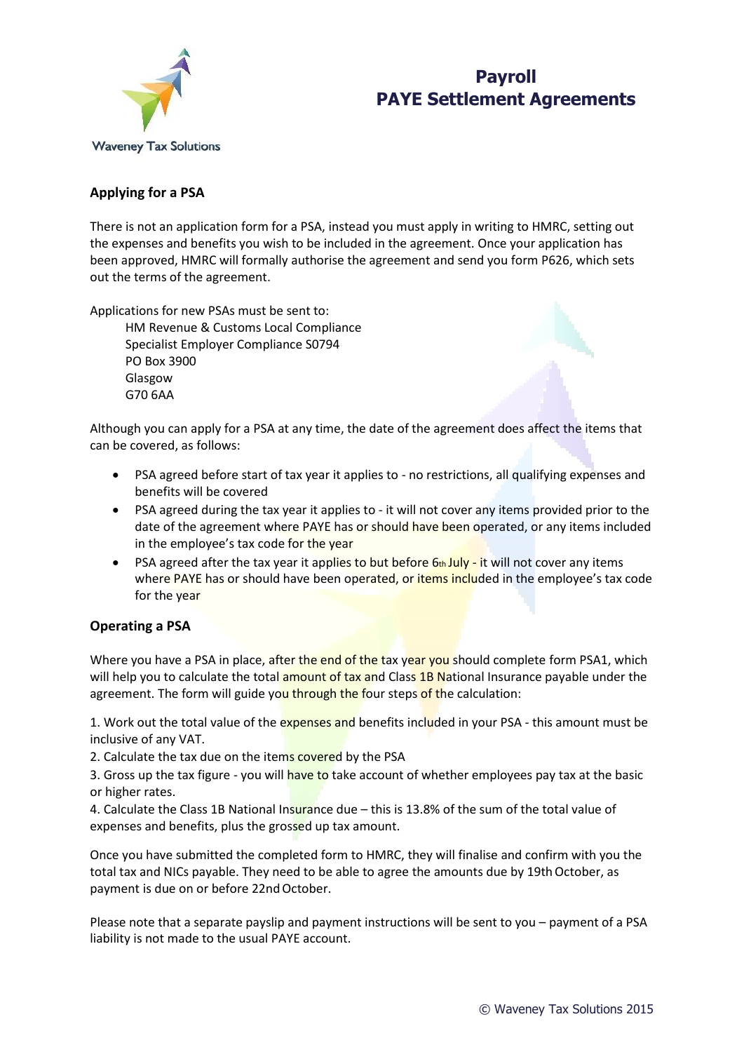# Payroll
# PAYE Settlement Agreements

## Applying for a PSA

There is not an application form for a PSA, instead you must apply in writing to HMRC, setting out the expenses and benefits you wish to be included in the agreement. Once your application has been approved, HMRC will formally authorise the agreement and send you form P626, which sets out the terms of the agreement.

Applications for new PSAs must be sent to:

HM Revenue & Customs Local Compliance
Specialist Employer Compliance S0794
PO Box 3900
Glasgow
G70 6AA

Although you can apply for a PSA at any time, the date of the agreement does affect the items that can be covered, as follows:

- PSA agreed before start of tax year it applies to - no restrictions, all qualifying expenses and benefits will be covered
- PSA agreed during the tax year it applies to - it will not cover any items provided prior to the date of the agreement where PAYE has or should have been operated, or any items included in the employee's tax code for the year
- PSA agreed after the tax year it applies to but before 6th July - it will not cover any items where PAYE has or should have been operated, or items included in the employee's tax code for the year

## Operating a PSA

Where you have a PSA in place, after the end of the tax year you should complete form PSA1, which will help you to calculate the total amount of tax and Class 1B National Insurance payable under the agreement. The form will guide you through the four steps of the calculation:

1. Work out the total value of the expenses and benefits included in your PSA - this amount must be inclusive of any VAT.
2. Calculate the tax due on the items covered by the PSA
3. Gross up the tax figure - you will have to take account of whether employees pay tax at the basic or higher rates.
4. Calculate the Class 1B National Insurance due – this is 13.8% of the sum of the total value of expenses and benefits, plus the grossed up tax amount.

Once you have submitted the completed form to HMRC, they will finalise and confirm with you the total tax and NICs payable. They need to be able to agree the amounts due by 19th October, as payment is due on or before 22nd October.

Please note that a separate payslip and payment instructions will be sent to you – payment of a PSA liability is not made to the usual PAYE account.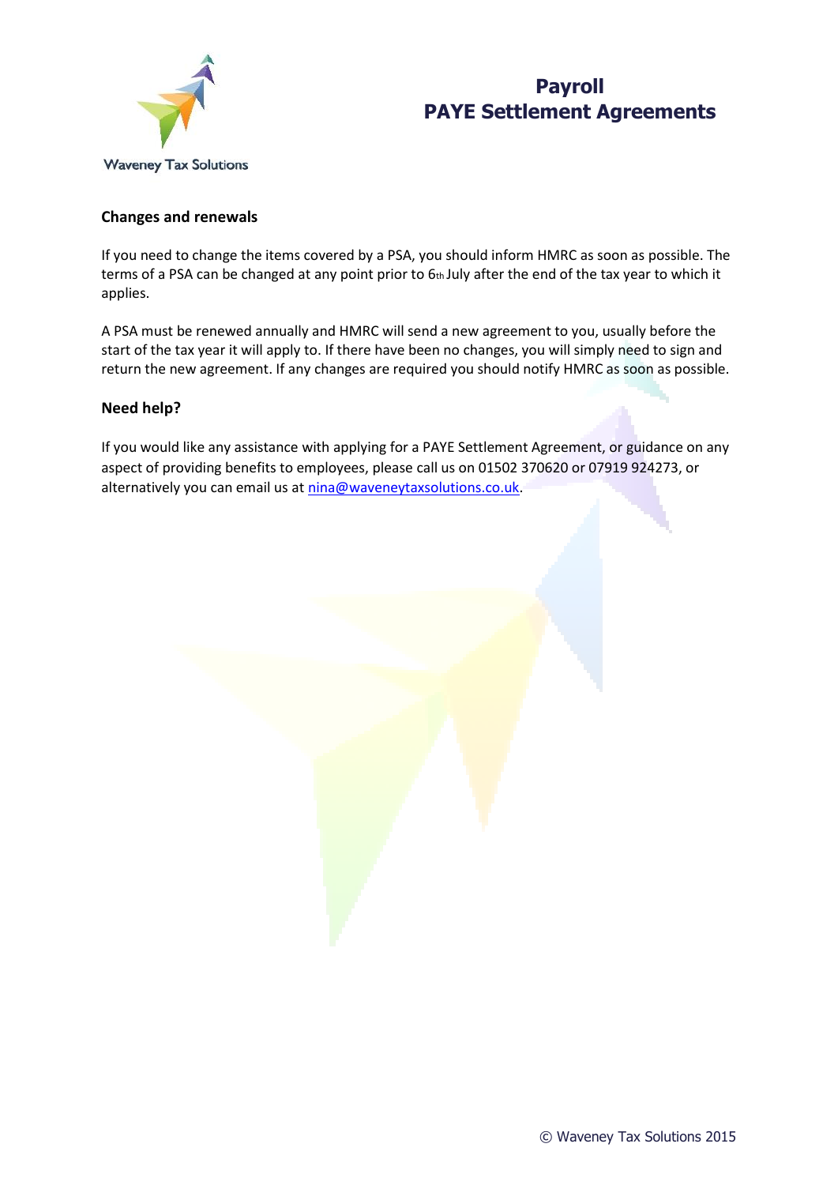## Changes and renewals

If you need to change the items covered by a PSA, you should inform HMRC as soon as possible. The terms of a PSA can be changed at any point prior to 6th July after the end of the tax year to which it applies.

A PSA must be renewed annually and HMRC will send a new agreement to you, usually before the start of the tax year it will apply to. If there have been no changes, you will simply need to sign and return the new agreement. If any changes are required you should notify HMRC as soon as possible.

## Need help?

If you would like any assistance with applying for a PAYE Settlement Agreement, or guidance on any aspect of providing benefits to employees, please call us on 01502 370620 or 07919 924273, or alternatively you can email us at nina@waveneytaxsolutions.co.uk.